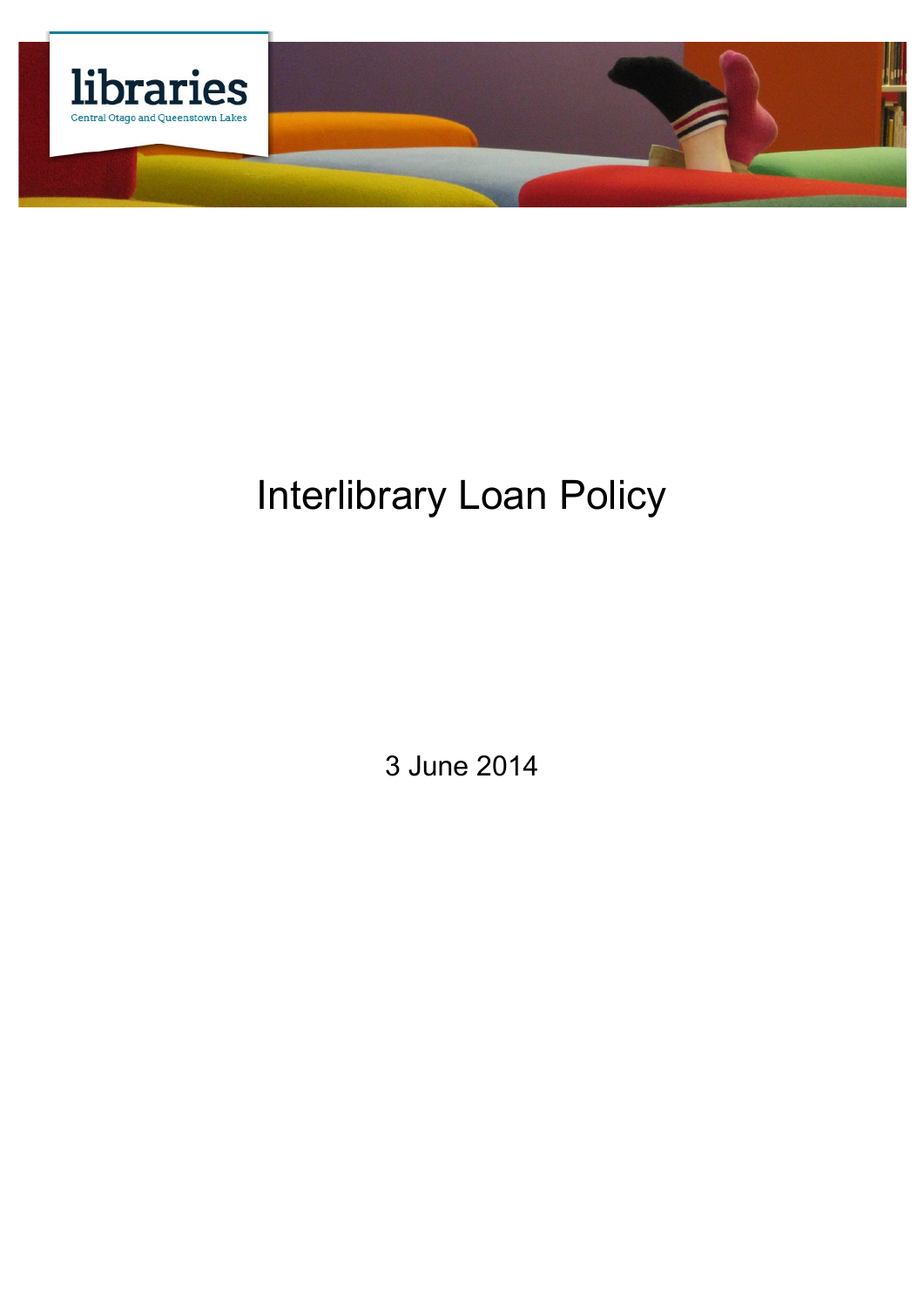libraries

Central Otago and Queenstown Lakes

# Interlibrary Loan Policy

3 June 2014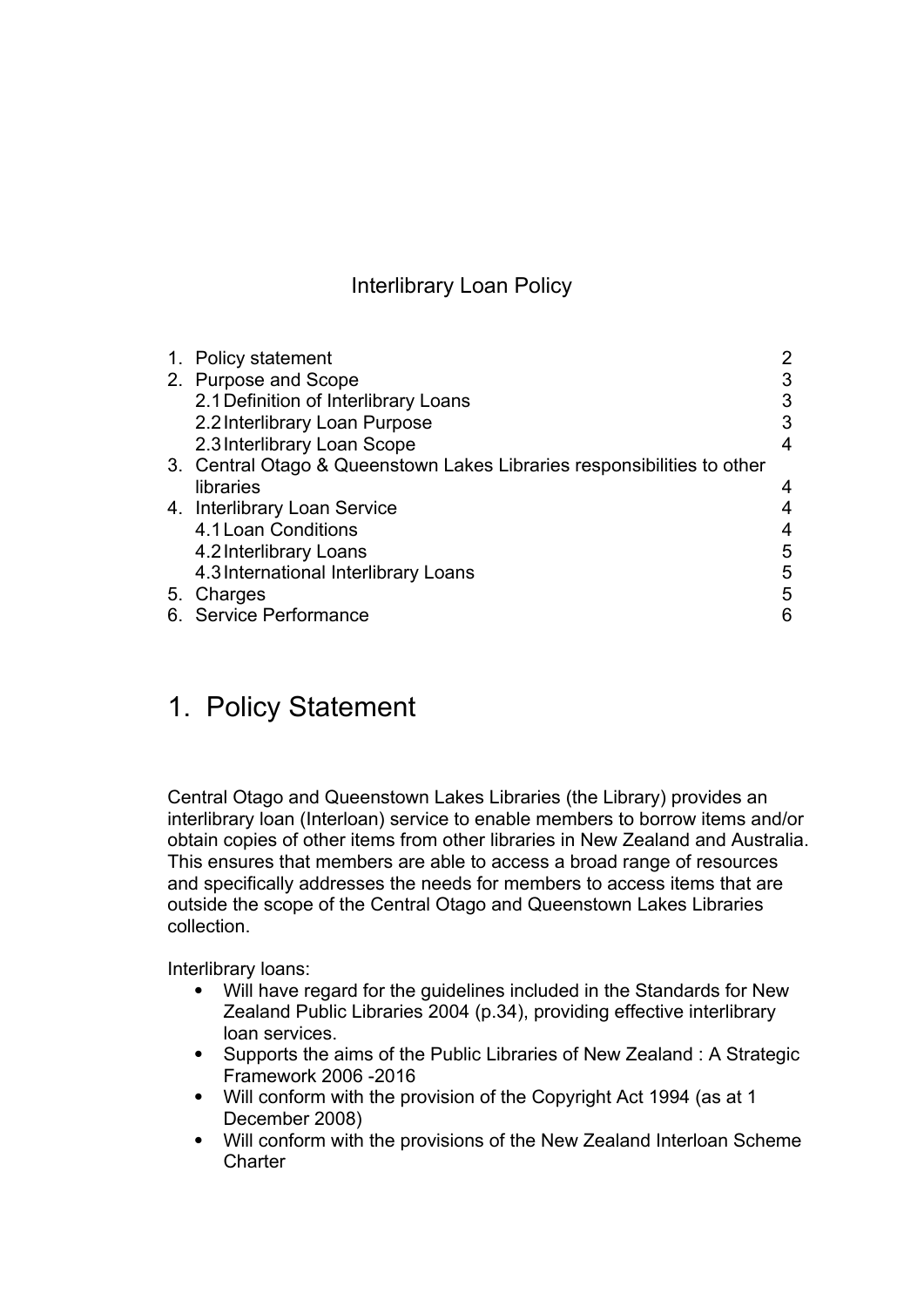Interlibrary Loan Policy

| | |
|---|---|
| 1. Policy statement | 2 |
| 2. Purpose and Scope | 3 |
| 2.1 Definition of Interlibrary Loans | 3 |
| 2.2 Interlibrary Loan Purpose | 3 |
| 2.3 Interlibrary Loan Scope | 4 |
| 3. Central Otago & Queenstown Lakes Libraries responsibilities to other libraries | 4 |
| 4. Interlibrary Loan Service | 4 |
| 4.1 Loan Conditions | 4 |
| 4.2 Interlibrary Loans | 5 |
| 4.3 International Interlibrary Loans | 5 |
| 5. Charges | 5 |
| 6. Service Performance | 6 |

# 1. Policy Statement

Central Otago and Queenstown Lakes Libraries (the Library) provides an interlibrary loan (Interloan) service to enable members to borrow items and/or obtain copies of other items from other libraries in New Zealand and Australia. This ensures that members are able to access a broad range of resources and specifically addresses the needs for members to access items that are outside the scope of the Central Otago and Queenstown Lakes Libraries collection.

Interlibrary loans:

- Will have regard for the guidelines included in the Standards for New Zealand Public Libraries 2004 (p.34), providing effective interlibrary loan services.
- Supports the aims of the Public Libraries of New Zealand : A Strategic Framework 2006 -2016
- Will conform with the provision of the Copyright Act 1994 (as at 1 December 2008)
- Will conform with the provisions of the New Zealand Interloan Scheme Charter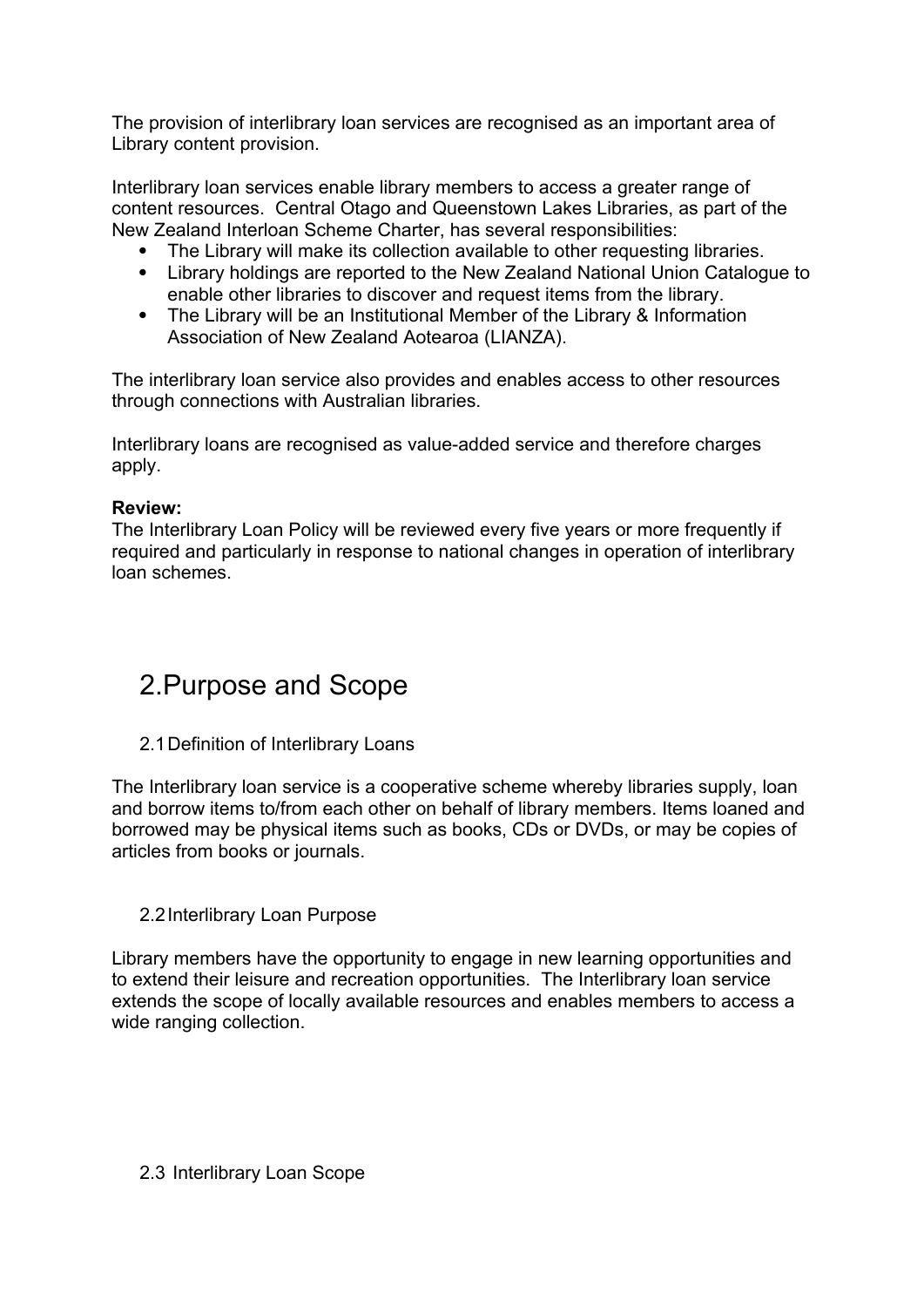The provision of interlibrary loan services are recognised as an important area of Library content provision.

Interlibrary loan services enable library members to access a greater range of content resources. Central Otago and Queenstown Lakes Libraries, as part of the New Zealand Interloan Scheme Charter, has several responsibilities:

- The Library will make its collection available to other requesting libraries.
- Library holdings are reported to the New Zealand National Union Catalogue to enable other libraries to discover and request items from the library.
- The Library will be an Institutional Member of the Library & Information Association of New Zealand Aotearoa (LIANZA).

The interlibrary loan service also provides and enables access to other resources through connections with Australian libraries.

Interlibrary loans are recognised as value-added service and therefore charges apply.

**Review:**
The Interlibrary Loan Policy will be reviewed every five years or more frequently if required and particularly in response to national changes in operation of interlibrary loan schemes.

# 2.Purpose and Scope

## 2.1 Definition of Interlibrary Loans

The Interlibrary loan service is a cooperative scheme whereby libraries supply, loan and borrow items to/from each other on behalf of library members. Items loaned and borrowed may be physical items such as books, CDs or DVDs, or may be copies of articles from books or journals.

## 2.2 Interlibrary Loan Purpose

Library members have the opportunity to engage in new learning opportunities and to extend their leisure and recreation opportunities. The Interlibrary loan service extends the scope of locally available resources and enables members to access a wide ranging collection.

## 2.3 Interlibrary Loan Scope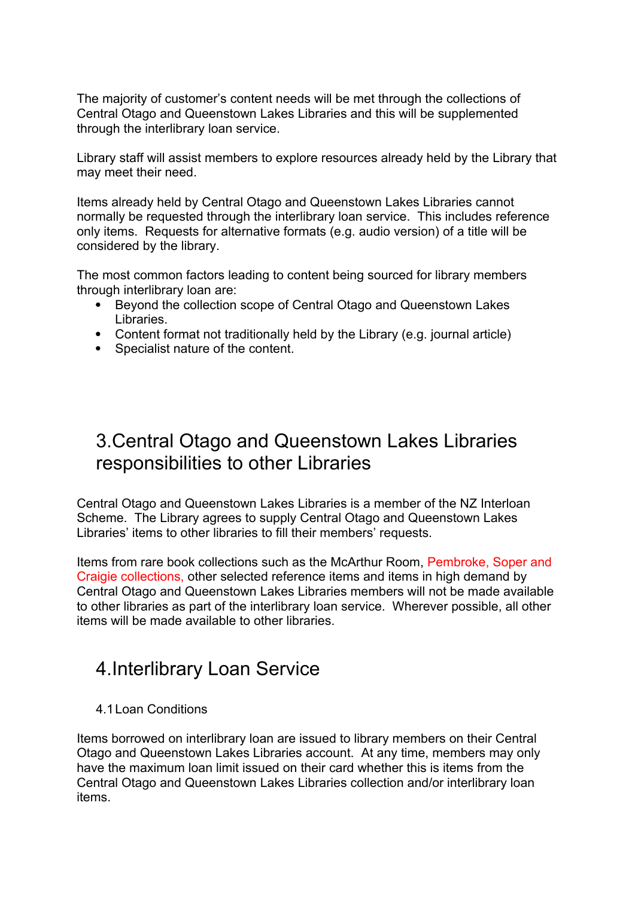The majority of customer's content needs will be met through the collections of Central Otago and Queenstown Lakes Libraries and this will be supplemented through the interlibrary loan service.

Library staff will assist members to explore resources already held by the Library that may meet their need.

Items already held by Central Otago and Queenstown Lakes Libraries cannot normally be requested through the interlibrary loan service. This includes reference only items. Requests for alternative formats (e.g. audio version) of a title will be considered by the library.

The most common factors leading to content being sourced for library members through interlibrary loan are:

- Beyond the collection scope of Central Otago and Queenstown Lakes Libraries.
- Content format not traditionally held by the Library (e.g. journal article)
- Specialist nature of the content.

## 3. Central Otago and Queenstown Lakes Libraries responsibilities to other Libraries

Central Otago and Queenstown Lakes Libraries is a member of the NZ Interloan Scheme. The Library agrees to supply Central Otago and Queenstown Lakes Libraries' items to other libraries to fill their members' requests.

Items from rare book collections such as the McArthur Room, Pembroke, Soper and Craigie collections, other selected reference items and items in high demand by Central Otago and Queenstown Lakes Libraries members will not be made available to other libraries as part of the interlibrary loan service. Wherever possible, all other items will be made available to other libraries.

## 4. Interlibrary Loan Service

### 4.1 Loan Conditions

Items borrowed on interlibrary loan are issued to library members on their Central Otago and Queenstown Lakes Libraries account. At any time, members may only have the maximum loan limit issued on their card whether this is items from the Central Otago and Queenstown Lakes Libraries collection and/or interlibrary loan items.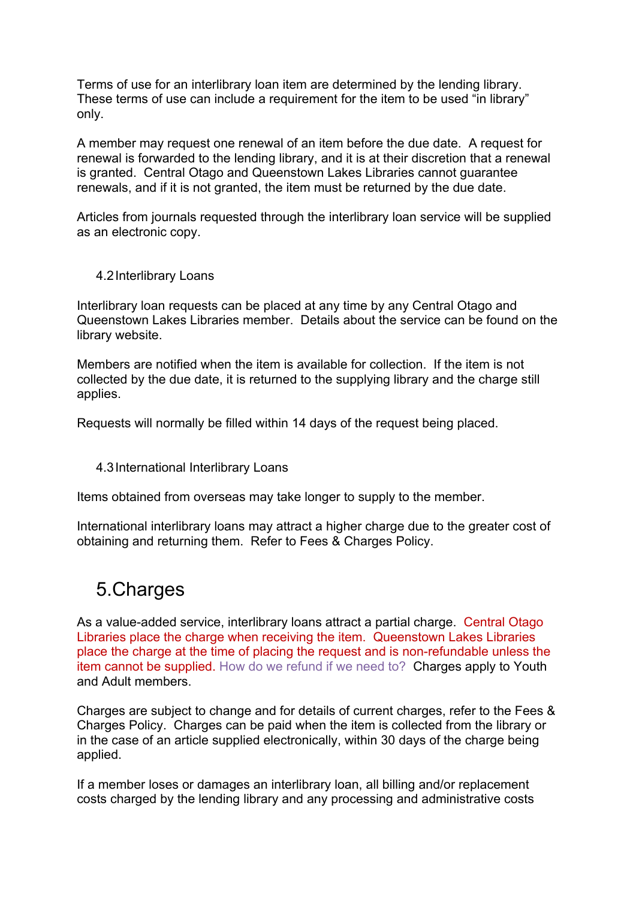Terms of use for an interlibrary loan item are determined by the lending library. These terms of use can include a requirement for the item to be used "in library" only.

A member may request one renewal of an item before the due date. A request for renewal is forwarded to the lending library, and it is at their discretion that a renewal is granted. Central Otago and Queenstown Lakes Libraries cannot guarantee renewals, and if it is not granted, the item must be returned by the due date.

Articles from journals requested through the interlibrary loan service will be supplied as an electronic copy.

### 4.2 Interlibrary Loans

Interlibrary loan requests can be placed at any time by any Central Otago and Queenstown Lakes Libraries member. Details about the service can be found on the library website.

Members are notified when the item is available for collection. If the item is not collected by the due date, it is returned to the supplying library and the charge still applies.

Requests will normally be filled within 14 days of the request being placed.

### 4.3 International Interlibrary Loans

Items obtained from overseas may take longer to supply to the member.

International interlibrary loans may attract a higher charge due to the greater cost of obtaining and returning them. Refer to Fees & Charges Policy.

## 5. Charges

As a value-added service, interlibrary loans attract a partial charge. Central Otago Libraries place the charge when receiving the item. Queenstown Lakes Libraries place the charge at the time of placing the request and is non-refundable unless the item cannot be supplied. How do we refund if we need to? Charges apply to Youth and Adult members.

Charges are subject to change and for details of current charges, refer to the Fees & Charges Policy. Charges can be paid when the item is collected from the library or in the case of an article supplied electronically, within 30 days of the charge being applied.

If a member loses or damages an interlibrary loan, all billing and/or replacement costs charged by the lending library and any processing and administrative costs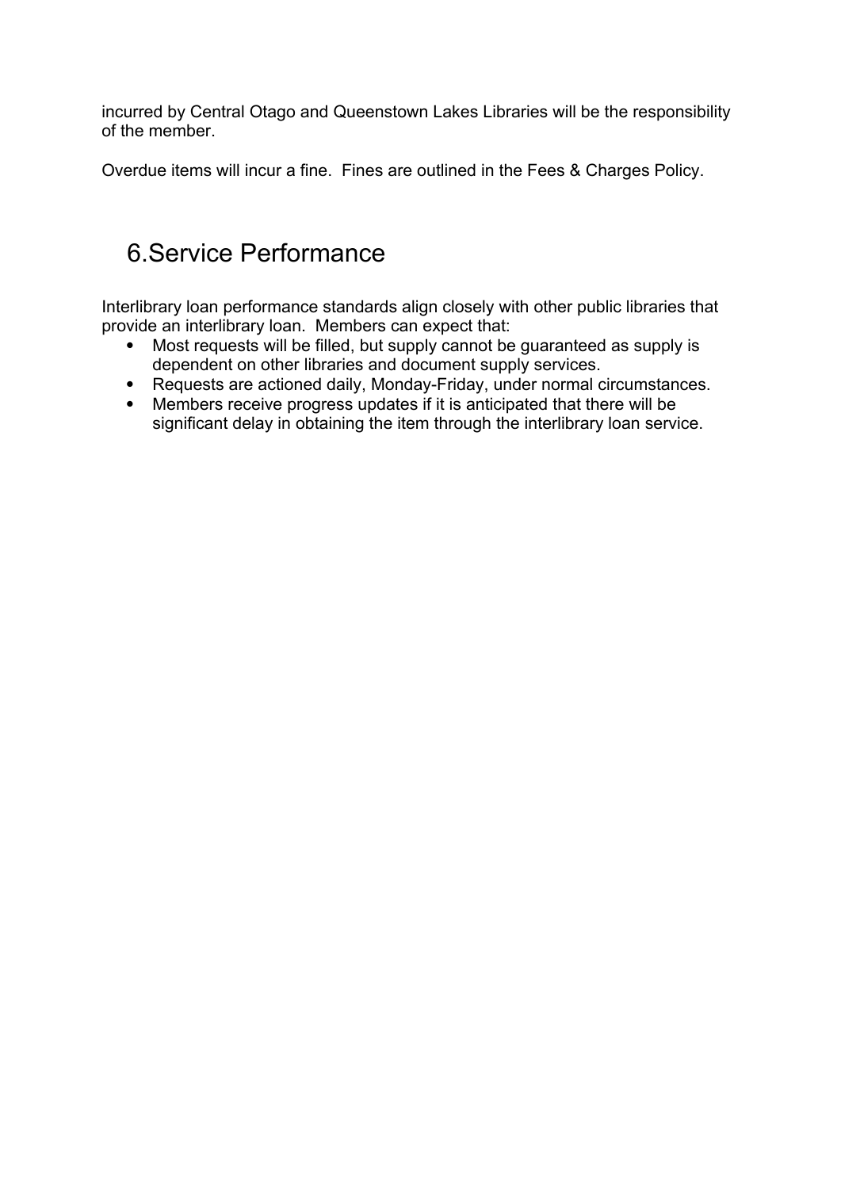incurred by Central Otago and Queenstown Lakes Libraries will be the responsibility of the member.

Overdue items will incur a fine. Fines are outlined in the Fees & Charges Policy.

# 6.Service Performance

Interlibrary loan performance standards align closely with other public libraries that provide an interlibrary loan. Members can expect that:

- Most requests will be filled, but supply cannot be guaranteed as supply is dependent on other libraries and document supply services.
- Requests are actioned daily, Monday-Friday, under normal circumstances.
- Members receive progress updates if it is anticipated that there will be significant delay in obtaining the item through the interlibrary loan service.